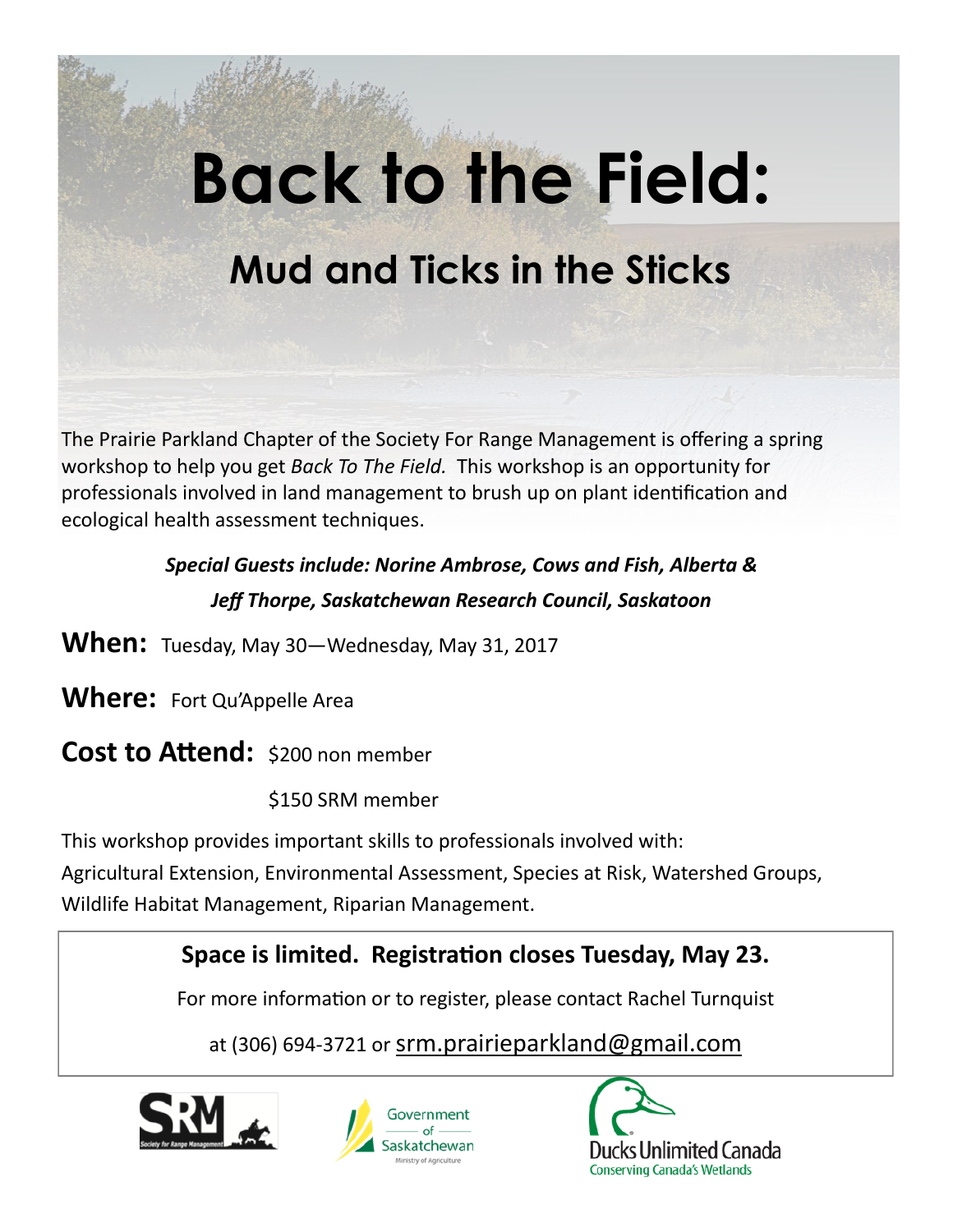# Back to the Field:

## Mud and Ticks in the Sticks

The Prairie Parkland Chapter of the Society For Range Management is offering a spring workshop to help you get *Back To The Field.* This workshop is an opportunity for professionals involved in land management to brush up on plant identification and ecological health assessment techniques.

***Special Guests include: Norine Ambrose, Cows and Fish, Alberta &***

***Jeff Thorpe, Saskatchewan Research Council, Saskatoon***

**When:** Tuesday, May 30—Wednesday, May 31, 2017

**Where:** Fort Qu'Appelle Area

**Cost to Attend:** $200 non member

$150 SRM member

This workshop provides important skills to professionals involved with:
Agricultural Extension, Environmental Assessment, Species at Risk, Watershed Groups, Wildlife Habitat Management, Riparian Management.

**Space is limited. Registration closes Tuesday, May 23.**

For more information or to register, please contact Rachel Turnquist

at (306) 694-3721 or srm.prairieparkland@gmail.com

SRM Society for Range Management

Government of Saskatchewan
Ministry of Agriculture

Ducks Unlimited Canada
Conserving Canada's Wetlands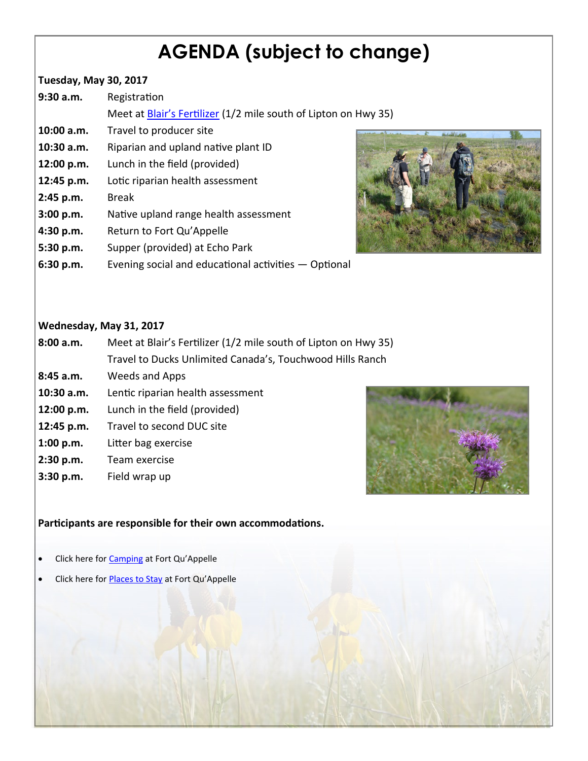# AGENDA (subject to change)

**Tuesday, May 30, 2017**

| | |
|---|---|
| **9:30 a.m.** | Registration |
| | Meet at Blair's Fertilizer (1/2 mile south of Lipton on Hwy 35) |
| **10:00 a.m.** | Travel to producer site |
| **10:30 a.m.** | Riparian and upland native plant ID |
| **12:00 p.m.** | Lunch in the field (provided) |
| **12:45 p.m.** | Lotic riparian health assessment |
| **2:45 p.m.** | Break |
| **3:00 p.m.** | Native upland range health assessment |
| **4:30 p.m.** | Return to Fort Qu'Appelle |
| **5:30 p.m.** | Supper (provided) at Echo Park |
| **6:30 p.m.** | Evening social and educational activities — Optional |

**Wednesday, May 31, 2017**

| | |
|---|---|
| **8:00 a.m.** | Meet at Blair's Fertilizer (1/2 mile south of Lipton on Hwy 35) |
| | Travel to Ducks Unlimited Canada's, Touchwood Hills Ranch |
| **8:45 a.m.** | Weeds and Apps |
| **10:30 a.m.** | Lentic riparian health assessment |
| **12:00 p.m.** | Lunch in the field (provided) |
| **12:45 p.m.** | Travel to second DUC site |
| **1:00 p.m.** | Litter bag exercise |
| **2:30 p.m.** | Team exercise |
| **3:30 p.m.** | Field wrap up |

**Participants are responsible for their own accommodations.**

- Click here for Camping at Fort Qu'Appelle
- Click here for Places to Stay at Fort Qu'Appelle